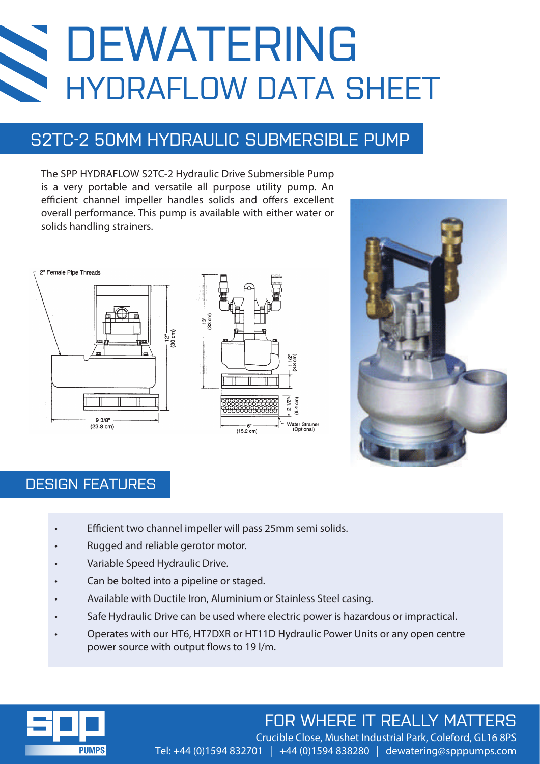# DEWATERING
# HYDRAFLOW DATA SHEET

## S2TC-2 50MM HYDRAULIC SUBMERSIBLE PUMP

The SPP HYDRAFLOW S2TC-2 Hydraulic Drive Submersible Pump is a very portable and versatile all purpose utility pump. An efficient channel impeller handles solids and offers excellent overall performance. This pump is available with either water or solids handling strainers.

2" Female Pipe Threads

12" (30 cm)

9 3/8" (23.8 cm)

13" (33 cm)

1 1/2" (3.8 cm)

2 1/2" (6.4 cm)

6" (15.2 cm)

Water Strainer (Optional)

## DESIGN FEATURES

- Efficient two channel impeller will pass 25mm semi solids.
- Rugged and reliable gerotor motor.
- Variable Speed Hydraulic Drive.
- Can be bolted into a pipeline or staged.
- Available with Ductile Iron, Aluminium or Stainless Steel casing.
- Safe Hydraulic Drive can be used where electric power is hazardous or impractical.
- Operates with our HT6, HT7DXR or HT11D Hydraulic Power Units or any open centre power source with output flows to 19 l/m.

SPP PUMPS

FOR WHERE IT REALLY MATTERS

Crucible Close, Mushet Industrial Park, Coleford, GL16 8PS

Tel: +44 (0)1594 832701 | +44 (0)1594 838280 | dewatering@spppumps.com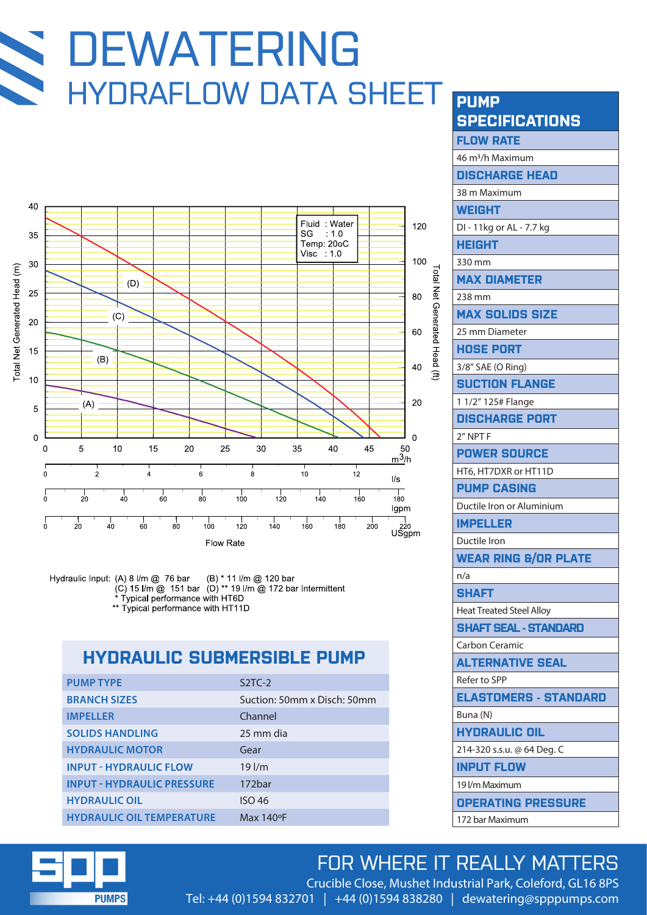# DEWATERING
## HYDRAFLOW DATA SHEET

Total Net Generated Head (m)
40
35
30
25
20
15
10
5
0

Total Net Generated Head (ft)
120
100
80
60
40
20
0

Fluid : Water
SG : 1.0
Temp: 20oC
Visc : 1.0

(D)
(C)
(B)
(A)

0 5 10 15 20 25 30 35 40 45 50 m³/h
0 2 4 6 8 10 12 l/s
0 20 40 60 80 100 120 140 160 180 Igpm
0 20 40 60 80 100 120 140 160 180 200 220 USgpm

Flow Rate

Hydraulic Input: (A) 8 l/m @ 76 bar (B) * 11 l/m @ 120 bar
(C) 15 l/m @ 151 bar (D) ** 19 l/m @ 172 bar Intermittent
* Typical performance with HT6D
** Typical performance with HT11D

## HYDRAULIC SUBMERSIBLE PUMP

| | |
|---|---|
| PUMP TYPE | S2TC-2 |
| BRANCH SIZES | Suction: 50mm x Disch: 50mm |
| IMPELLER | Channel |
| SOLIDS HANDLING | 25 mm dia |
| HYDRAULIC MOTOR | Gear |
| INPUT - HYDRAULIC FLOW | 19 l/m |
| INPUT - HYDRAULIC PRESSURE | 172bar |
| HYDRAULIC OIL | ISO 46 |
| HYDRAULIC OIL TEMPERATURE | Max 140ºF |

## PUMP SPECIFICATIONS

**FLOW RATE**
46 m³/h Maximum

**DISCHARGE HEAD**
38 m Maximum

**WEIGHT**
DI - 11kg or AL - 7.7 kg

**HEIGHT**
330 mm

**MAX DIAMETER**
238 mm

**MAX SOLIDS SIZE**
25 mm Diameter

**HOSE PORT**
3/8" SAE (O Ring)

**SUCTION FLANGE**
1 1/2" 125# Flange

**DISCHARGE PORT**
2" NPT F

**POWER SOURCE**
HT6, HT7DXR or HT11D

**PUMP CASING**
Ductile Iron or Aluminium

**IMPELLER**
Ductile Iron

**WEAR RING &/OR PLATE**
n/a

**SHAFT**
Heat Treated Steel Alloy

**SHAFT SEAL - STANDARD**
Carbon Ceramic

**ALTERNATIVE SEAL**
Refer to SPP

**ELASTOMERS - STANDARD**
Buna (N)

**HYDRAULIC OIL**
214-320 s.s.u. @ 64 Deg. C

**INPUT FLOW**
19 l/m Maximum

**OPERATING PRESSURE**
172 bar Maximum

SPP PUMPS

FOR WHERE IT REALLY MATTERS
Crucible Close, Mushet Industrial Park, Coleford, GL16 8PS
Tel: +44 (0)1594 832701 | +44 (0)1594 838280 | dewatering@spppumps.com